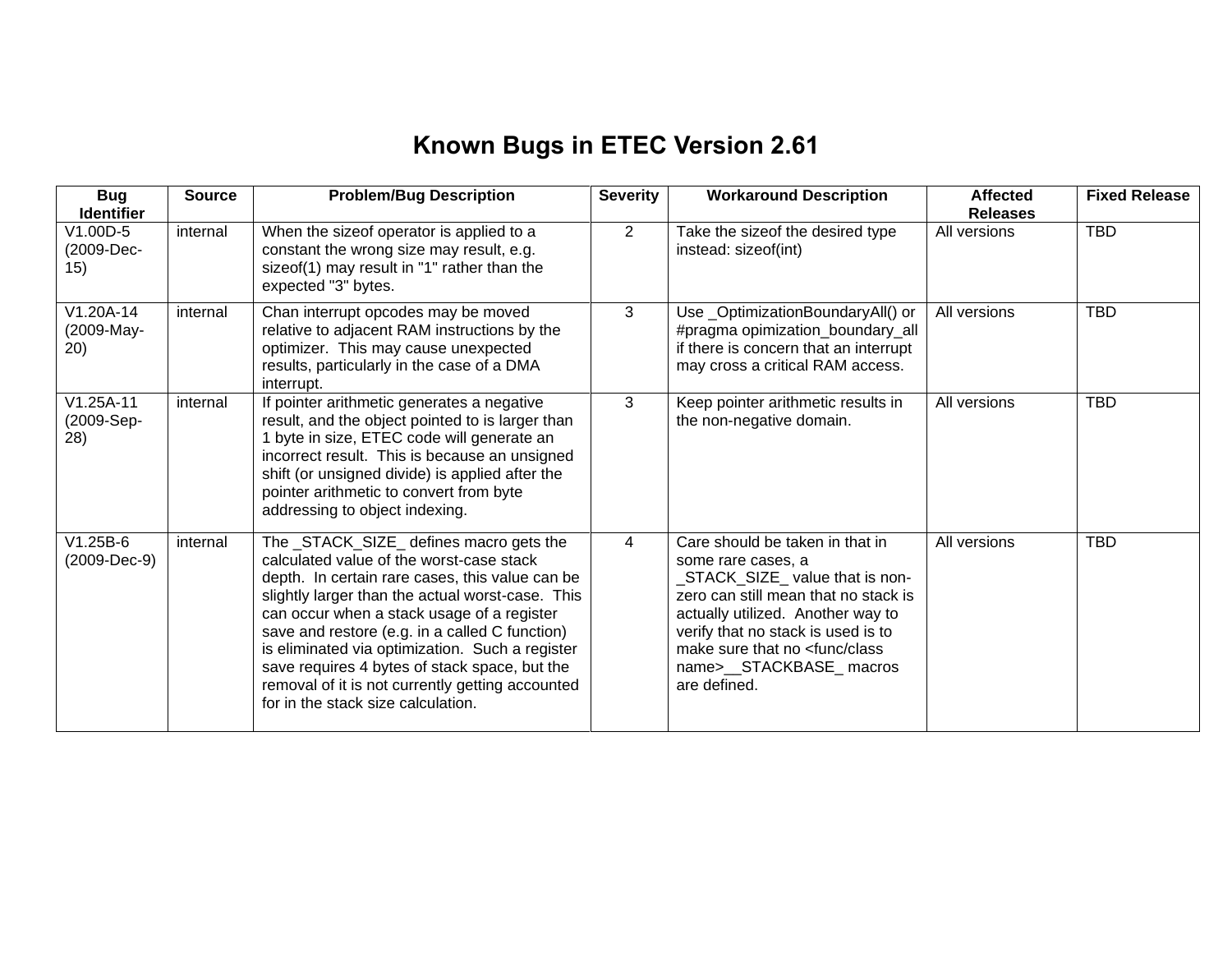# Known Bugs in ETEC Version 2.61

| Bug Identifier | Source | Problem/Bug Description | Severity | Workaround Description | Affected Releases | Fixed Release |
|---|---|---|---|---|---|---|
| V1.00D-5 (2009-Dec-15) | internal | When the sizeof operator is applied to a constant the wrong size may result, e.g. sizeof(1) may result in "1" rather than the expected "3" bytes. | 2 | Take the sizeof the desired type instead: sizeof(int) | All versions | TBD |
| V1.20A-14 (2009-May-20) | internal | Chan interrupt opcodes may be moved relative to adjacent RAM instructions by the optimizer. This may cause unexpected results, particularly in the case of a DMA interrupt. | 3 | Use _OptimizationBoundaryAll() or #pragma opimization_boundary_all if there is concern that an interrupt may cross a critical RAM access. | All versions | TBD |
| V1.25A-11 (2009-Sep-28) | internal | If pointer arithmetic generates a negative result, and the object pointed to is larger than 1 byte in size, ETEC code will generate an incorrect result. This is because an unsigned shift (or unsigned divide) is applied after the pointer arithmetic to convert from byte addressing to object indexing. | 3 | Keep pointer arithmetic results in the non-negative domain. | All versions | TBD |
| V1.25B-6 (2009-Dec-9) | internal | The _STACK_SIZE_ defines macro gets the calculated value of the worst-case stack depth. In certain rare cases, this value can be slightly larger than the actual worst-case. This can occur when a stack usage of a register save and restore (e.g. in a called C function) is eliminated via optimization. Such a register save requires 4 bytes of stack space, but the removal of it is not currently getting accounted for in the stack size calculation. | 4 | Care should be taken in that in some rare cases, a _STACK_SIZE_ value that is non-zero can still mean that no stack is actually utilized. Another way to verify that no stack is used is to make sure that no <func/class name>__STACKBASE_ macros are defined. | All versions | TBD |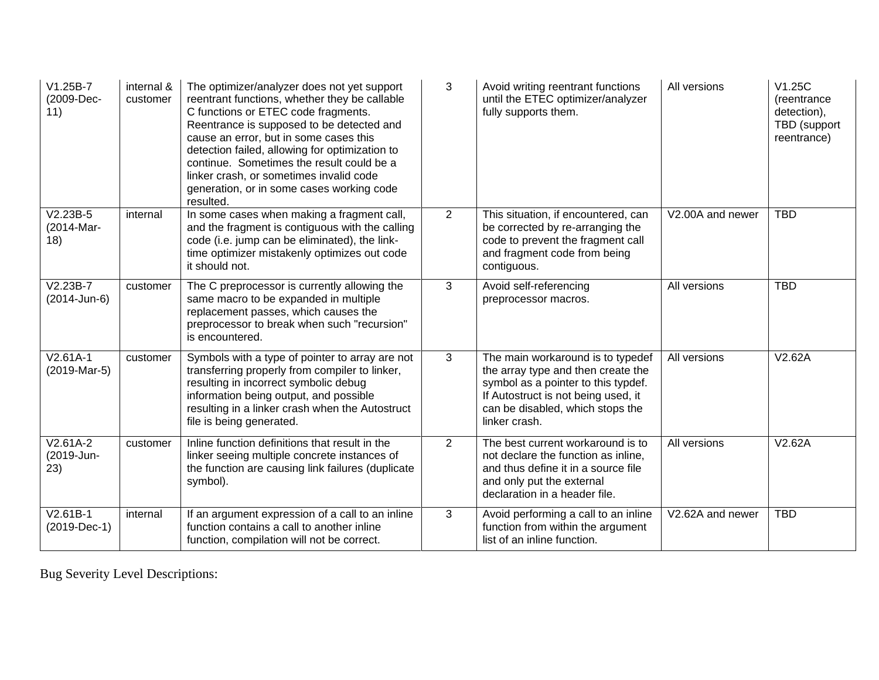| V1.25B-7 (2009-Dec-11) | internal & customer | The optimizer/analyzer does not yet support reentrant functions, whether they be callable C functions or ETEC code fragments. Reentrance is supposed to be detected and cause an error, but in some cases this detection failed, allowing for optimization to continue. Sometimes the result could be a linker crash, or sometimes invalid code generation, or in some cases working code resulted. | 3 | Avoid writing reentrant functions until the ETEC optimizer/analyzer fully supports them. | All versions | V1.25C (reentrance detection), TBD (support reentrance) |
|---|---|---|---|---|---|---|
| V2.23B-5 (2014-Mar-18) | internal | In some cases when making a fragment call, and the fragment is contiguous with the calling code (i.e. jump can be eliminated), the link-time optimizer mistakenly optimizes out code it should not. | 2 | This situation, if encountered, can be corrected by re-arranging the code to prevent the fragment call and fragment code from being contiguous. | V2.00A and newer | TBD |
| V2.23B-7 (2014-Jun-6) | customer | The C preprocessor is currently allowing the same macro to be expanded in multiple replacement passes, which causes the preprocessor to break when such "recursion" is encountered. | 3 | Avoid self-referencing preprocessor macros. | All versions | TBD |
| V2.61A-1 (2019-Mar-5) | customer | Symbols with a type of pointer to array are not transferring properly from compiler to linker, resulting in incorrect symbolic debug information being output, and possible resulting in a linker crash when the Autostruct file is being generated. | 3 | The main workaround is to typedef the array type and then create the symbol as a pointer to this typdef. If Autostruct is not being used, it can be disabled, which stops the linker crash. | All versions | V2.62A |
| V2.61A-2 (2019-Jun-23) | customer | Inline function definitions that result in the linker seeing multiple concrete instances of the function are causing link failures (duplicate symbol). | 2 | The best current workaround is to not declare the function as inline, and thus define it in a source file and only put the external declaration in a header file. | All versions | V2.62A |
| V2.61B-1 (2019-Dec-1) | internal | If an argument expression of a call to an inline function contains a call to another inline function, compilation will not be correct. | 3 | Avoid performing a call to an inline function from within the argument list of an inline function. | V2.62A and newer | TBD |

Bug Severity Level Descriptions: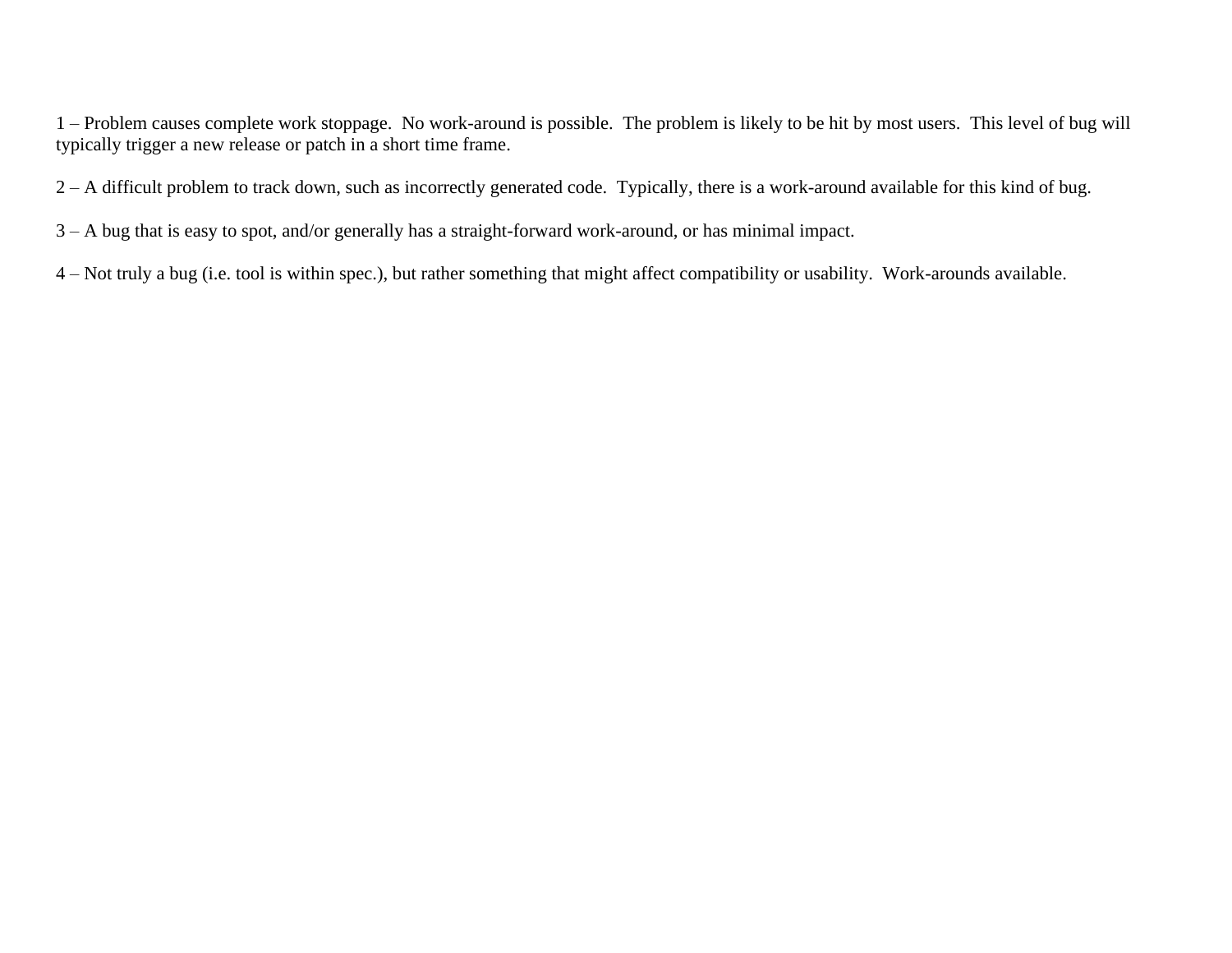1 – Problem causes complete work stoppage.  No work-around is possible.  The problem is likely to be hit by most users.  This level of bug will typically trigger a new release or patch in a short time frame.

2 – A difficult problem to track down, such as incorrectly generated code.  Typically, there is a work-around available for this kind of bug.

3 – A bug that is easy to spot, and/or generally has a straight-forward work-around, or has minimal impact.

4 – Not truly a bug (i.e. tool is within spec.), but rather something that might affect compatibility or usability.  Work-arounds available.